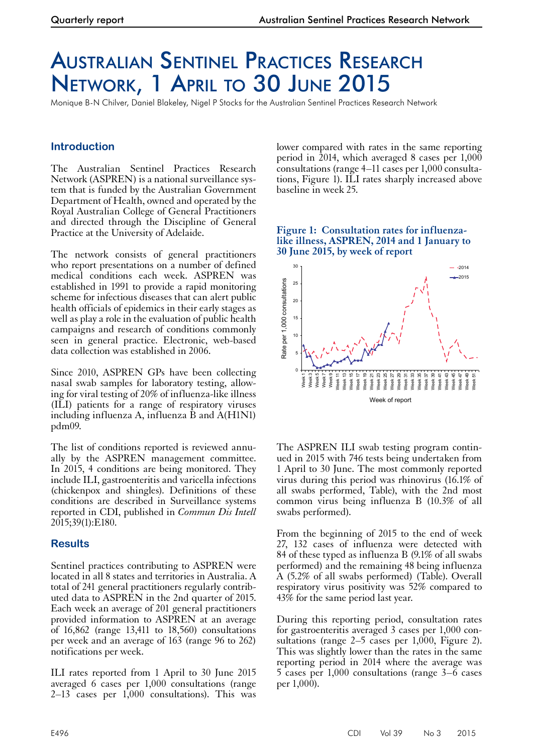# Australian Sentinel Practices Research Network, 1 April to 30 June 2015

Monique B-N Chilver, Daniel Blakeley, Nigel P Stocks for the Australian Sentinel Practices Research Network

## Introduction

The Australian Sentinel Practices Research Network (ASPREN) is a national surveillance system that is funded by the Australian Government Department of Health, owned and operated by the Royal Australian College of General Practitioners and directed through the Discipline of General Practice at the University of Adelaide.

The network consists of general practitioners who report presentations on a number of defined medical conditions each week. ASPREN was established in 1991 to provide a rapid monitoring scheme for infectious diseases that can alert public health officials of epidemics in their early stages as well as play a role in the evaluation of public health campaigns and research of conditions commonly seen in general practice. Electronic, web-based data collection was established in 2006.

Since 2010, ASPREN GPs have been collecting nasal swab samples for laboratory testing, allowing for viral testing of 20% of influenza-like illness (ILI) patients for a range of respiratory viruses including influenza A, influenza B and A(H1N1) pdm09.

The list of conditions reported is reviewed annually by the ASPREN management committee. In 2015, 4 conditions are being monitored. They include ILI, gastroenteritis and varicella infections (chickenpox and shingles). Definitions of these conditions are described in Surveillance systems reported in CDI, published in *Commun Dis Intell* 2015;39(1):E180.

## Results

Sentinel practices contributing to ASPREN were located in all 8 states and territories in Australia. A total of 241 general practitioners regularly contributed data to ASPREN in the 2nd quarter of 2015. Each week an average of 201 general practitioners provided information to ASPREN at an average of 16,862 (range 13,411 to 18,560) consultations per week and an average of 163 (range 96 to 262) notifications per week.

ILI rates reported from 1 April to 30 June 2015 averaged 6 cases per 1,000 consultations (range 2–13 cases per 1,000 consultations). This was lower compared with rates in the same reporting period in 2014, which averaged 8 cases per 1,000 consultations (range 4–11 cases per 1,000 consultations, Figure 1). ILI rates sharply increased above baseline in week 25.

**Figure 1: Consultation rates for influenza-like illness, ASPREN, 2014 and 1 January to 30 June 2015, by week of report**

The ASPREN ILI swab testing program continued in 2015 with 746 tests being undertaken from 1 April to 30 June. The most commonly reported virus during this period was rhinovirus (16.1% of all swabs performed, Table), with the 2nd most common virus being influenza B (10.3% of all swabs performed).

From the beginning of 2015 to the end of week 27, 132 cases of influenza were detected with 84 of these typed as influenza B (9.1% of all swabs performed) and the remaining 48 being influenza A (5.2% of all swabs performed) (Table). Overall respiratory virus positivity was 52% compared to 43% for the same period last year.

During this reporting period, consultation rates for gastroenteritis averaged 3 cases per 1,000 consultations (range 2–5 cases per 1,000, Figure 2). This was slightly lower than the rates in the same reporting period in 2014 where the average was 5 cases per 1,000 consultations (range 3–6 cases per 1,000).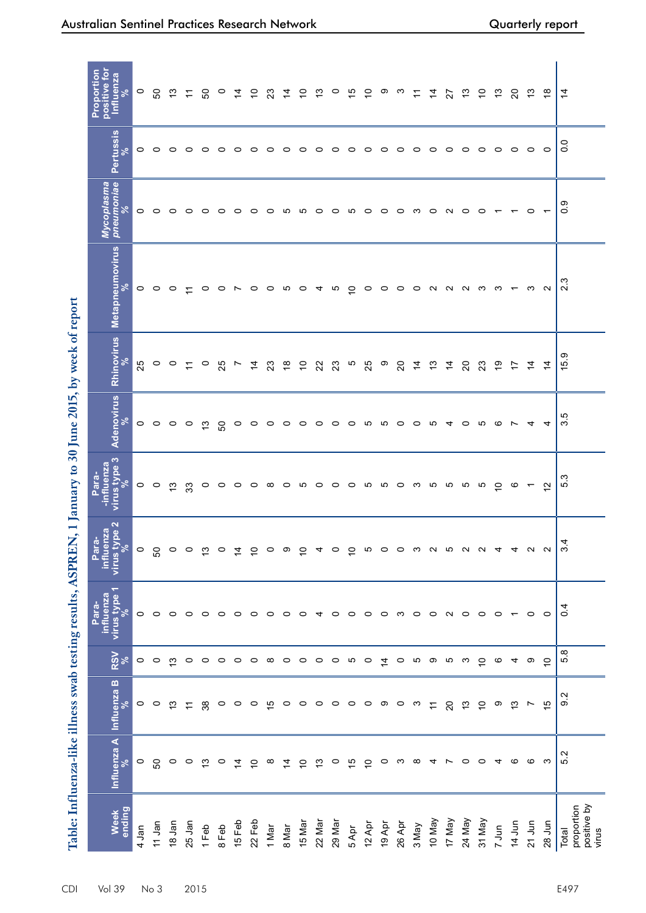Table: Influenza-like illness swab testing results, ASPREN, 1 January to 30 June 2015, by week of report

| Week ending | Influenza A % | Influenza B % | RSV % | Para-influenza virus type 1 % | Para-influenza virus type 2 % | Para-influenza virus type 3 % | Adenovirus % | Rhinovirus % | Metapneumovirus % | *Mycoplasma pneumoniae* % | Pertussis % | Proportion positive for Influenza % |
|---|---|---|---|---|---|---|---|---|---|---|---|---|
| 4 Jan | 0 | 0 | 0 | 0 | 0 | 0 | 0 | 25 | 0 | 0 | 0 | 0 |
| 11 Jan | 50 | 0 | 0 | 0 | 50 | 0 | 0 | 0 | 0 | 0 | 0 | 50 |
| 18 Jan | 0 | 13 | 13 | 0 | 0 | 13 | 0 | 0 | 0 | 0 | 0 | 13 |
| 25 Jan | 0 | 11 | 0 | 0 | 0 | 33 | 0 | 11 | 11 | 0 | 0 | 11 |
| 1 Feb | 13 | 38 | 0 | 0 | 13 | 0 | 13 | 0 | 0 | 0 | 0 | 50 |
| 8 Feb | 0 | 0 | 0 | 0 | 0 | 0 | 50 | 25 | 0 | 0 | 0 | 0 |
| 15 Feb | 14 | 0 | 0 | 0 | 14 | 0 | 0 | 7 | 7 | 0 | 0 | 14 |
| 22 Feb | 10 | 0 | 0 | 0 | 10 | 0 | 0 | 14 | 0 | 0 | 0 | 10 |
| 1 Mar | 8 | 15 | 8 | 0 | 0 | 8 | 0 | 23 | 0 | 0 | 0 | 23 |
| 8 Mar | 14 | 0 | 0 | 0 | 9 | 0 | 0 | 18 | 5 | 5 | 0 | 14 |
| 15 Mar | 10 | 0 | 0 | 0 | 10 | 5 | 0 | 10 | 0 | 5 | 0 | 10 |
| 22 Mar | 13 | 0 | 0 | 4 | 4 | 0 | 0 | 22 | 4 | 0 | 0 | 13 |
| 29 Mar | 0 | 0 | 0 | 0 | 0 | 0 | 0 | 23 | 5 | 0 | 0 | 0 |
| 5 Apr | 15 | 0 | 5 | 0 | 10 | 0 | 0 | 5 | 10 | 5 | 0 | 15 |
| 12 Apr | 10 | 0 | 0 | 0 | 5 | 5 | 5 | 25 | 0 | 0 | 0 | 10 |
| 19 Apr | 0 | 9 | 14 | 0 | 0 | 5 | 5 | 9 | 0 | 0 | 0 | 9 |
| 26 Apr | 3 | 0 | 0 | 3 | 0 | 0 | 0 | 20 | 0 | 0 | 0 | 3 |
| 3 May | 8 | 3 | 5 | 0 | 3 | 3 | 0 | 14 | 0 | 3 | 0 | 11 |
| 10 May | 4 | 11 | 9 | 0 | 2 | 5 | 5 | 13 | 2 | 0 | 0 | 14 |
| 17 May | 7 | 20 | 5 | 2 | 5 | 5 | 4 | 14 | 2 | 2 | 0 | 27 |
| 24 May | 0 | 13 | 3 | 0 | 2 | 5 | 0 | 20 | 2 | 0 | 0 | 13 |
| 31 May | 0 | 10 | 10 | 0 | 2 | 5 | 5 | 23 | 3 | 0 | 0 | 10 |
| 7 Jun | 4 | 9 | 6 | 0 | 4 | 10 | 6 | 19 | 3 | 1 | 0 | 13 |
| 14 Jun | 6 | 13 | 4 | 1 | 4 | 6 | 7 | 17 | 1 | 1 | 0 | 20 |
| 21 Jun | 6 | 7 | 9 | 0 | 2 | 1 | 4 | 14 | 3 | 0 | 0 | 13 |
| 28 Jun | 3 | 15 | 10 | 0 | 2 | 12 | 4 | 14 | 2 | 1 | 0 | 18 |
| Total proportion positive by virus | 5.2 | 9.2 | 5.8 | 0.4 | 3.4 | 5.3 | 3.5 | 15.9 | 2.3 | 0.9 | 0.0 | 14 |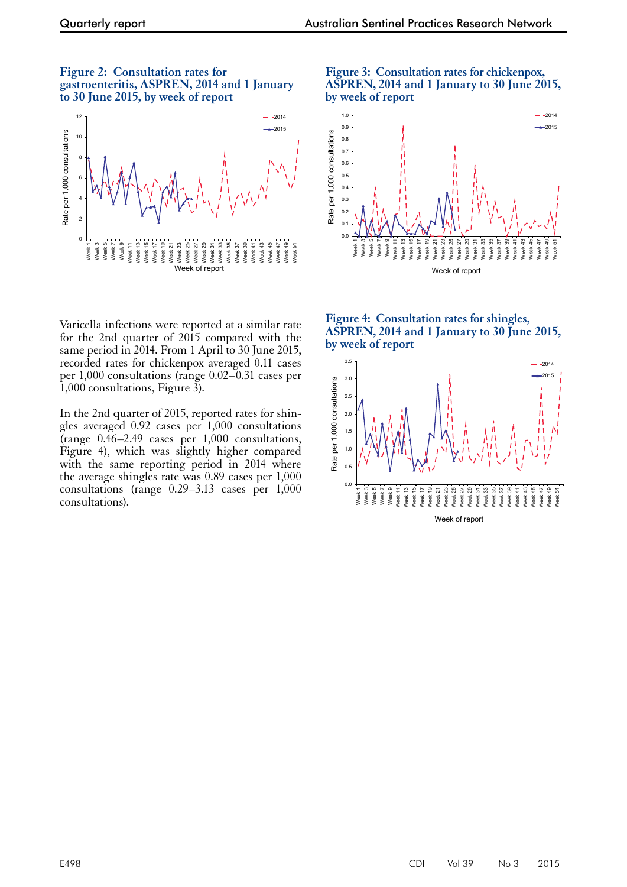**Figure 2: Consultation rates for gastroenteritis, ASPREN, 2014 and 1 January to 30 June 2015, by week of report**

Rate per 1,000 consultations

0
2
4
6
8
10
12

Week 1
Week 3
Week 5
Week 7
Week 9
Week 11
Week 13
Week 15
Week 17
Week 19
Week 21
Week 23
Week 25
Week 27
Week 29
Week 31
Week 33
Week 35
Week 37
Week 39
Week 41
Week 43
Week 45
Week 47
Week 49
Week 51

Week of report

2014
2015

**Figure 3: Consultation rates for chickenpox, ASPREN, 2014 and 1 January to 30 June 2015, by week of report**

Rate per 1,000 consultations

0.0
0.1
0.2
0.3
0.4
0.5
0.6
0.7
0.8
0.9
1.0

Week 1
Week 3
Week 5
Week 7
Week 9
Week 11
Week 13
Week 15
Week 17
Week 19
Week 21
Week 23
Week 25
Week 27
Week 29
Week 31
Week 33
Week 35
Week 37
Week 39
Week 41
Week 43
Week 45
Week 47
Week 49
Week 51

Week of report

2014
2015

Varicella infections were reported at a similar rate for the 2nd quarter of 2015 compared with the same period in 2014. From 1 April to 30 June 2015, recorded rates for chickenpox averaged 0.11 cases per 1,000 consultations (range 0.02–0.31 cases per 1,000 consultations, Figure 3).

In the 2nd quarter of 2015, reported rates for shingles averaged 0.92 cases per 1,000 consultations (range 0.46–2.49 cases per 1,000 consultations, Figure 4), which was slightly higher compared with the same reporting period in 2014 where the average shingles rate was 0.89 cases per 1,000 consultations (range 0.29–3.13 cases per 1,000 consultations).

**Figure 4: Consultation rates for shingles, ASPREN, 2014 and 1 January to 30 June 2015, by week of report**

Rate per 1,000 consultations

0.0
0.5
1.0
1.5
2.0
2.5
3.0
3.5

Week 1
Week 3
Week 5
Week 7
Week 9
Week 11
Week 13
Week 15
Week 17
Week 19
Week 21
Week 23
Week 25
Week 27
Week 29
Week 31
Week 33
Week 35
Week 37
Week 39
Week 41
Week 43
Week 45
Week 47
Week 49
Week 51

Week of report

2014
2015